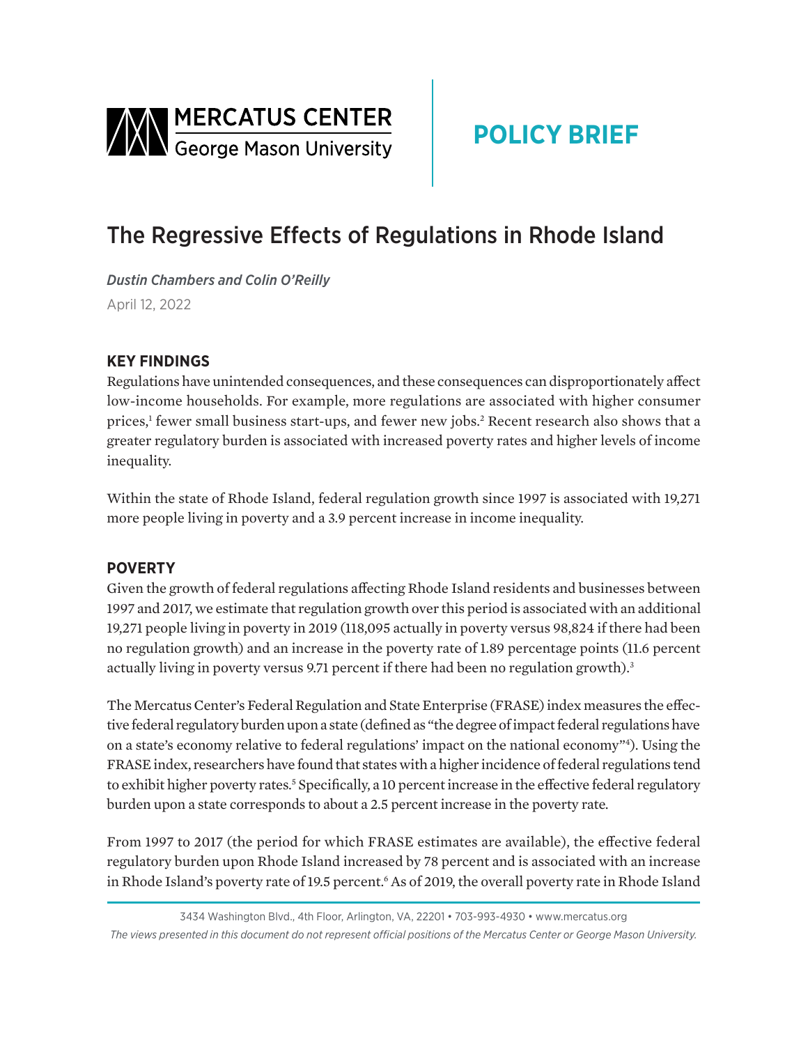MERCATUS CENTER George Mason University

**POLICY BRIEF**

# The Regressive Effects of Regulations in Rhode Island

*Dustin Chambers and Colin O'Reilly*

April 12, 2022

## KEY FINDINGS

Regulations have unintended consequences, and these consequences can disproportionately affect low-income households. For example, more regulations are associated with higher consumer prices,[1] fewer small business start-ups, and fewer new jobs.[2] Recent research also shows that a greater regulatory burden is associated with increased poverty rates and higher levels of income inequality.

Within the state of Rhode Island, federal regulation growth since 1997 is associated with 19,271 more people living in poverty and a 3.9 percent increase in income inequality.

## POVERTY

Given the growth of federal regulations affecting Rhode Island residents and businesses between 1997 and 2017, we estimate that regulation growth over this period is associated with an additional 19,271 people living in poverty in 2019 (118,095 actually in poverty versus 98,824 if there had been no regulation growth) and an increase in the poverty rate of 1.89 percentage points (11.6 percent actually living in poverty versus 9.71 percent if there had been no regulation growth).[3]

The Mercatus Center's Federal Regulation and State Enterprise (FRASE) index measures the effective federal regulatory burden upon a state (defined as "the degree of impact federal regulations have on a state's economy relative to federal regulations' impact on the national economy"[4]). Using the FRASE index, researchers have found that states with a higher incidence of federal regulations tend to exhibit higher poverty rates.[5] Specifically, a 10 percent increase in the effective federal regulatory burden upon a state corresponds to about a 2.5 percent increase in the poverty rate.

From 1997 to 2017 (the period for which FRASE estimates are available), the effective federal regulatory burden upon Rhode Island increased by 78 percent and is associated with an increase in Rhode Island's poverty rate of 19.5 percent.[6] As of 2019, the overall poverty rate in Rhode Island

3434 Washington Blvd., 4th Floor, Arlington, VA, 22201 • 703-993-4930 • www.mercatus.org

*The views presented in this document do not represent official positions of the Mercatus Center or George Mason University.*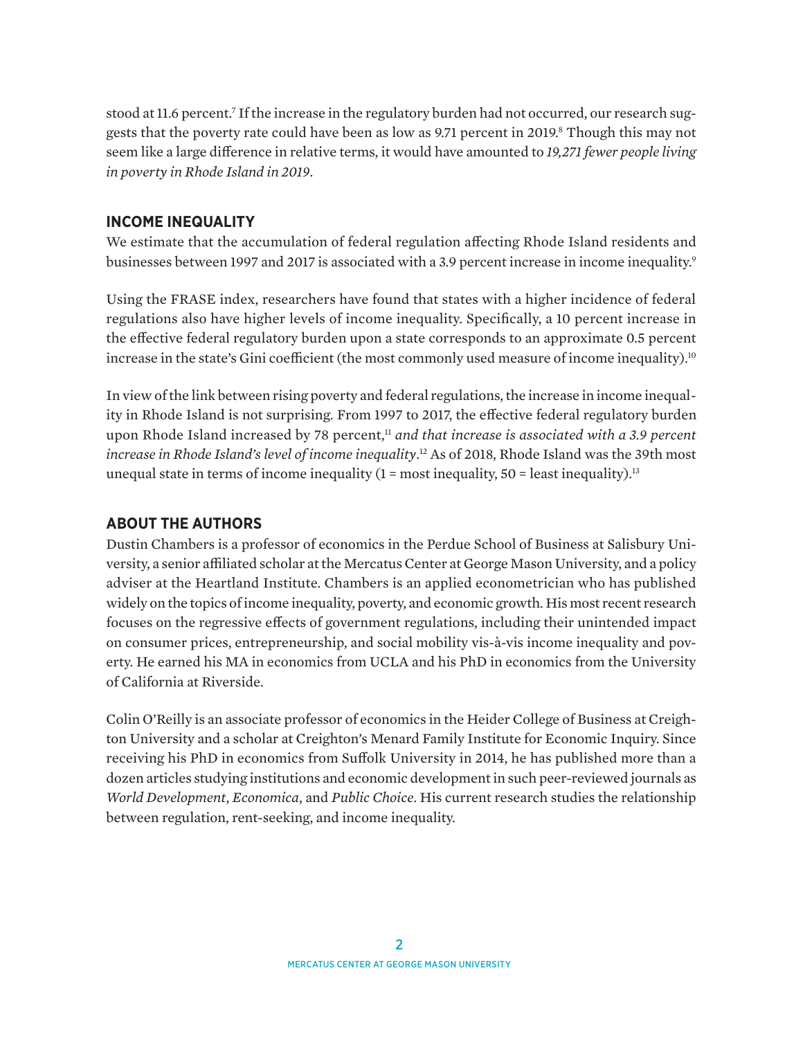stood at 11.6 percent.[7] If the increase in the regulatory burden had not occurred, our research suggests that the poverty rate could have been as low as 9.71 percent in 2019.[8] Though this may not seem like a large difference in relative terms, it would have amounted to *19,271 fewer people living in poverty in Rhode Island in 2019*.

## INCOME INEQUALITY

We estimate that the accumulation of federal regulation affecting Rhode Island residents and businesses between 1997 and 2017 is associated with a 3.9 percent increase in income inequality.[9]

Using the FRASE index, researchers have found that states with a higher incidence of federal regulations also have higher levels of income inequality. Specifically, a 10 percent increase in the effective federal regulatory burden upon a state corresponds to an approximate 0.5 percent increase in the state's Gini coefficient (the most commonly used measure of income inequality).[10]

In view of the link between rising poverty and federal regulations, the increase in income inequality in Rhode Island is not surprising. From 1997 to 2017, the effective federal regulatory burden upon Rhode Island increased by 78 percent,[11] *and that increase is associated with a 3.9 percent increase in Rhode Island's level of income inequality*.[12] As of 2018, Rhode Island was the 39th most unequal state in terms of income inequality (1 = most inequality, 50 = least inequality).[13]

## ABOUT THE AUTHORS

Dustin Chambers is a professor of economics in the Perdue School of Business at Salisbury University, a senior affiliated scholar at the Mercatus Center at George Mason University, and a policy adviser at the Heartland Institute. Chambers is an applied econometrician who has published widely on the topics of income inequality, poverty, and economic growth. His most recent research focuses on the regressive effects of government regulations, including their unintended impact on consumer prices, entrepreneurship, and social mobility vis-à-vis income inequality and poverty. He earned his MA in economics from UCLA and his PhD in economics from the University of California at Riverside.

Colin O'Reilly is an associate professor of economics in the Heider College of Business at Creighton University and a scholar at Creighton's Menard Family Institute for Economic Inquiry. Since receiving his PhD in economics from Suffolk University in 2014, he has published more than a dozen articles studying institutions and economic development in such peer-reviewed journals as *World Development*, *Economica*, and *Public Choice*. His current research studies the relationship between regulation, rent-seeking, and income inequality.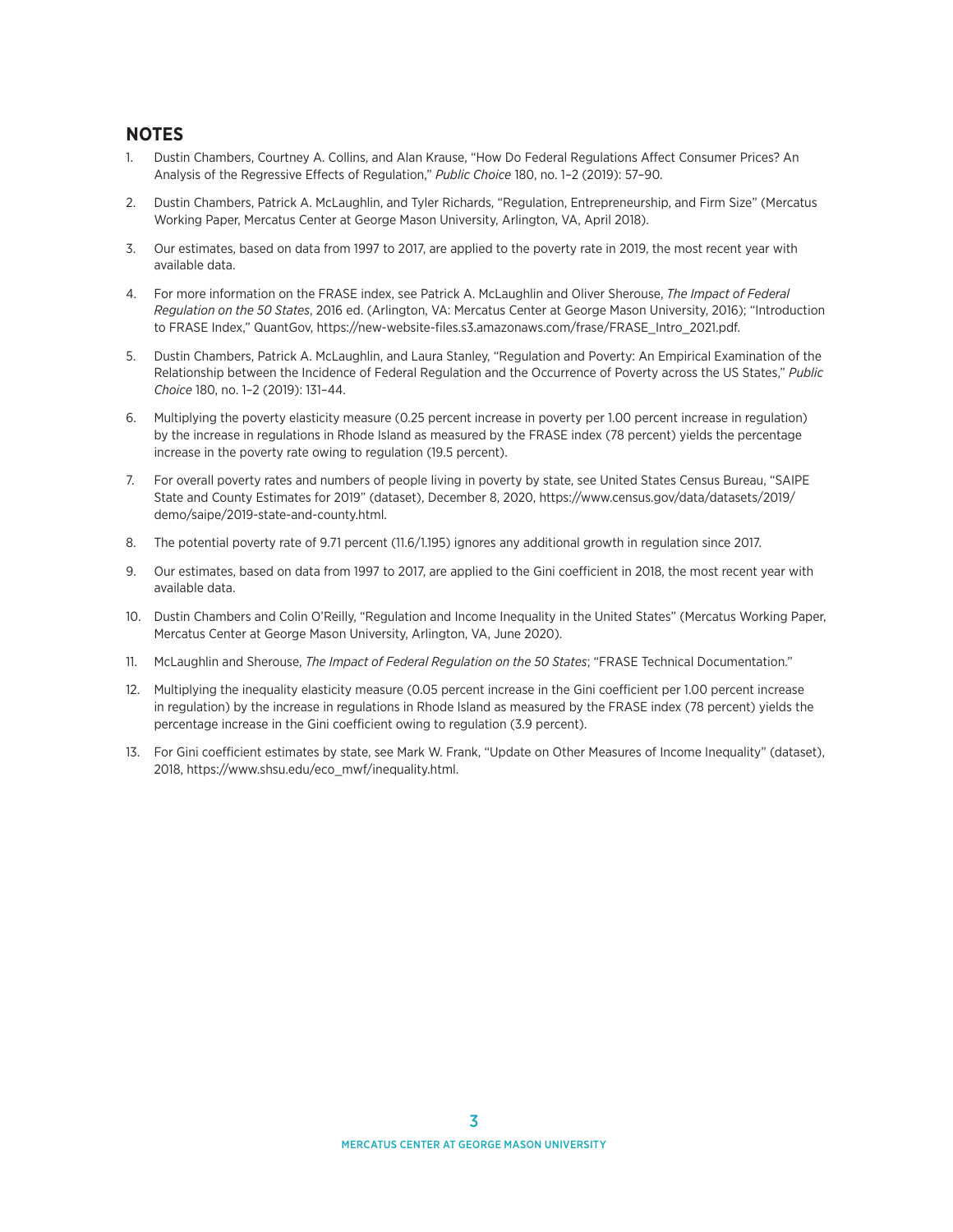## NOTES

1. Dustin Chambers, Courtney A. Collins, and Alan Krause, "How Do Federal Regulations Affect Consumer Prices? An Analysis of the Regressive Effects of Regulation," *Public Choice* 180, no. 1–2 (2019): 57–90.
2. Dustin Chambers, Patrick A. McLaughlin, and Tyler Richards, "Regulation, Entrepreneurship, and Firm Size" (Mercatus Working Paper, Mercatus Center at George Mason University, Arlington, VA, April 2018).
3. Our estimates, based on data from 1997 to 2017, are applied to the poverty rate in 2019, the most recent year with available data.
4. For more information on the FRASE index, see Patrick A. McLaughlin and Oliver Sherouse, *The Impact of Federal Regulation on the 50 States*, 2016 ed. (Arlington, VA: Mercatus Center at George Mason University, 2016); "Introduction to FRASE Index," QuantGov, https://new-website-files.s3.amazonaws.com/frase/FRASE_Intro_2021.pdf.
5. Dustin Chambers, Patrick A. McLaughlin, and Laura Stanley, "Regulation and Poverty: An Empirical Examination of the Relationship between the Incidence of Federal Regulation and the Occurrence of Poverty across the US States," *Public Choice* 180, no. 1–2 (2019): 131–44.
6. Multiplying the poverty elasticity measure (0.25 percent increase in poverty per 1.00 percent increase in regulation) by the increase in regulations in Rhode Island as measured by the FRASE index (78 percent) yields the percentage increase in the poverty rate owing to regulation (19.5 percent).
7. For overall poverty rates and numbers of people living in poverty by state, see United States Census Bureau, "SAIPE State and County Estimates for 2019" (dataset), December 8, 2020, https://www.census.gov/data/datasets/2019/demo/saipe/2019-state-and-county.html.
8. The potential poverty rate of 9.71 percent (11.6/1.195) ignores any additional growth in regulation since 2017.
9. Our estimates, based on data from 1997 to 2017, are applied to the Gini coefficient in 2018, the most recent year with available data.
10. Dustin Chambers and Colin O'Reilly, "Regulation and Income Inequality in the United States" (Mercatus Working Paper, Mercatus Center at George Mason University, Arlington, VA, June 2020).
11. McLaughlin and Sherouse, *The Impact of Federal Regulation on the 50 States*; "FRASE Technical Documentation."
12. Multiplying the inequality elasticity measure (0.05 percent increase in the Gini coefficient per 1.00 percent increase in regulation) by the increase in regulations in Rhode Island as measured by the FRASE index (78 percent) yields the percentage increase in the Gini coefficient owing to regulation (3.9 percent).
13. For Gini coefficient estimates by state, see Mark W. Frank, "Update on Other Measures of Income Inequality" (dataset), 2018, https://www.shsu.edu/eco_mwf/inequality.html.